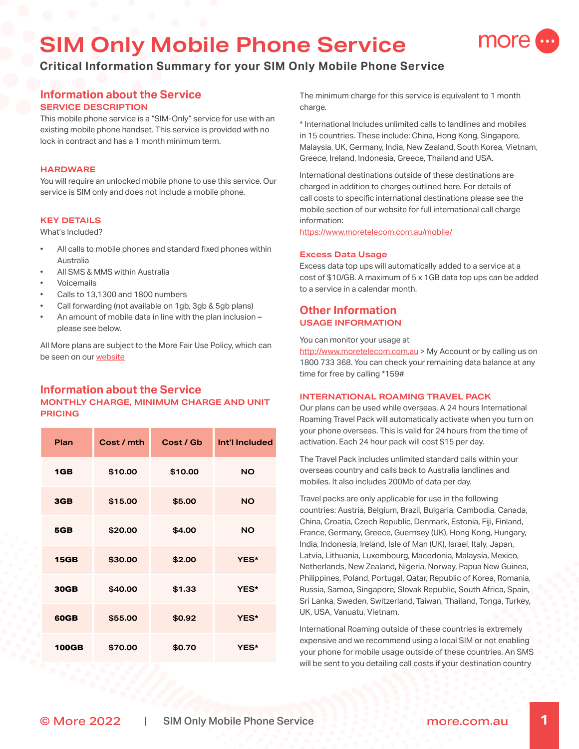# SIM Only Mobile Phone Service

**Critical Information Summary for your SIM Only Mobile Phone Service**

## Information about the Service

### SERVICE DESCRIPTION

This mobile phone service is a "SIM-Only" service for use with an existing mobile phone handset. This service is provided with no lock in contract and has a 1 month minimum term.

### HARDWARE

You will require an unlocked mobile phone to use this service. Our service is SIM only and does not include a mobile phone.

### KEY DETAILS

What's Included?

- All calls to mobile phones and standard fixed phones within Australia
- All SMS & MMS within Australia
- Voicemails
- Calls to 13,1300 and 1800 numbers
- Call forwarding (not available on 1gb, 3gb & 5gb plans)
- An amount of mobile data in line with the plan inclusion – please see below.

All More plans are subject to the More Fair Use Policy, which can be seen on our website

## Information about the Service

### MONTHLY CHARGE, MINIMUM CHARGE AND UNIT PRICING

| Plan | Cost / mth | Cost / Gb | Int'l Included |
|---|---|---|---|
| 1GB | $10.00 | $10.00 | NO |
| 3GB | $15.00 | $5.00 | NO |
| 5GB | $20.00 | $4.00 | NO |
| 15GB | $30.00 | $2.00 | YES* |
| 30GB | $40.00 | $1.33 | YES* |
| 60GB | $55.00 | $0.92 | YES* |
| 100GB | $70.00 | $0.70 | YES* |

The minimum charge for this service is equivalent to 1 month charge.

* International Includes unlimited calls to landlines and mobiles in 15 countries. These include: China, Hong Kong, Singapore, Malaysia, UK, Germany, India, New Zealand, South Korea, Vietnam, Greece, Ireland, Indonesia, Greece, Thailand and USA.

International destinations outside of these destinations are charged in addition to charges outlined here. For details of call costs to specific international destinations please see the mobile section of our website for full international call charge information:
https://www.moretelecom.com.au/mobile/

### Excess Data Usage

Excess data top ups will automatically added to a service at a cost of $10/GB. A maximum of 5 x 1GB data top ups can be added to a service in a calendar month.

## Other Information

### USAGE INFORMATION

You can monitor your usage at http://www.moretelecom.com.au > My Account or by calling us on 1800 733 368. You can check your remaining data balance at any time for free by calling *159#

### INTERNATIONAL ROAMING TRAVEL PACK

Our plans can be used while overseas. A 24 hours International Roaming Travel Pack will automatically activate when you turn on your phone overseas. This is valid for 24 hours from the time of activation. Each 24 hour pack will cost $15 per day.

The Travel Pack includes unlimited standard calls within your overseas country and calls back to Australia landlines and mobiles. It also includes 200Mb of data per day.

Travel packs are only applicable for use in the following countries: Austria, Belgium, Brazil, Bulgaria, Cambodia, Canada, China, Croatia, Czech Republic, Denmark, Estonia, Fiji, Finland, France, Germany, Greece, Guernsey (UK), Hong Kong, Hungary, India, Indonesia, Ireland, Isle of Man (UK), Israel, Italy, Japan, Latvia, Lithuania, Luxembourg, Macedonia, Malaysia, Mexico, Netherlands, New Zealand, Nigeria, Norway, Papua New Guinea, Philippines, Poland, Portugal, Qatar, Republic of Korea, Romania, Russia, Samoa, Singapore, Slovak Republic, South Africa, Spain, Sri Lanka, Sweden, Switzerland, Taiwan, Thailand, Tonga, Turkey, UK, USA, Vanuatu, Vietnam.

International Roaming outside of these countries is extremely expensive and we recommend using a local SIM or not enabling your phone for mobile usage outside of these countries. An SMS will be sent to you detailing call costs if your destination country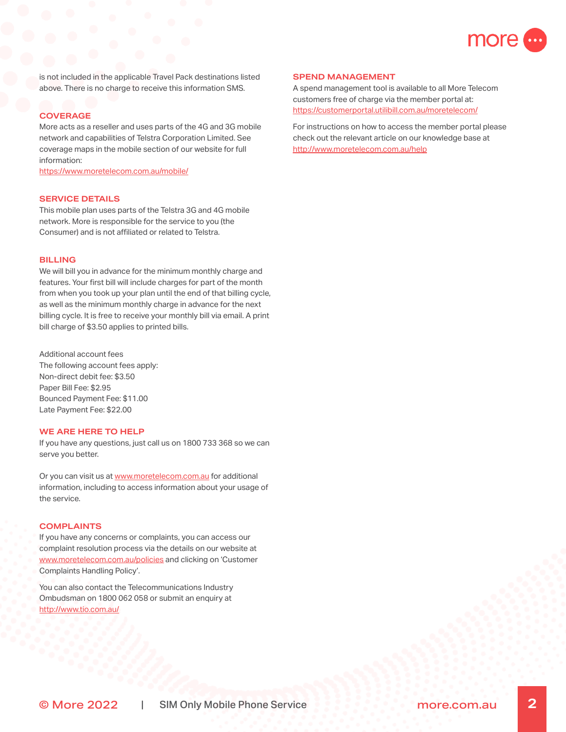is not included in the applicable Travel Pack destinations listed above. There is no charge to receive this information SMS.

## COVERAGE

More acts as a reseller and uses parts of the 4G and 3G mobile network and capabilities of Telstra Corporation Limited. See coverage maps in the mobile section of our website for full information:
https://www.moretelecom.com.au/mobile/

## SERVICE DETAILS

This mobile plan uses parts of the Telstra 3G and 4G mobile network. More is responsible for the service to you (the Consumer) and is not affiliated or related to Telstra.

## BILLING

We will bill you in advance for the minimum monthly charge and features. Your first bill will include charges for part of the month from when you took up your plan until the end of that billing cycle, as well as the minimum monthly charge in advance for the next billing cycle. It is free to receive your monthly bill via email. A print bill charge of $3.50 applies to printed bills.

Additional account fees
The following account fees apply:
Non-direct debit fee: $3.50
Paper Bill Fee: $2.95
Bounced Payment Fee: $11.00
Late Payment Fee: $22.00

## WE ARE HERE TO HELP

If you have any questions, just call us on 1800 733 368 so we can serve you better.

Or you can visit us at www.moretelecom.com.au for additional information, including to access information about your usage of the service.

## COMPLAINTS

If you have any concerns or complaints, you can access our complaint resolution process via the details on our website at www.moretelecom.com.au/policies and clicking on 'Customer Complaints Handling Policy'.

You can also contact the Telecommunications Industry Ombudsman on 1800 062 058 or submit an enquiry at http://www.tio.com.au/

## SPEND MANAGEMENT

A spend management tool is available to all More Telecom customers free of charge via the member portal at: https://customerportal.utilibill.com.au/moretelecom/

For instructions on how to access the member portal please check out the relevant article on our knowledge base at http://www.moretelecom.com.au/help